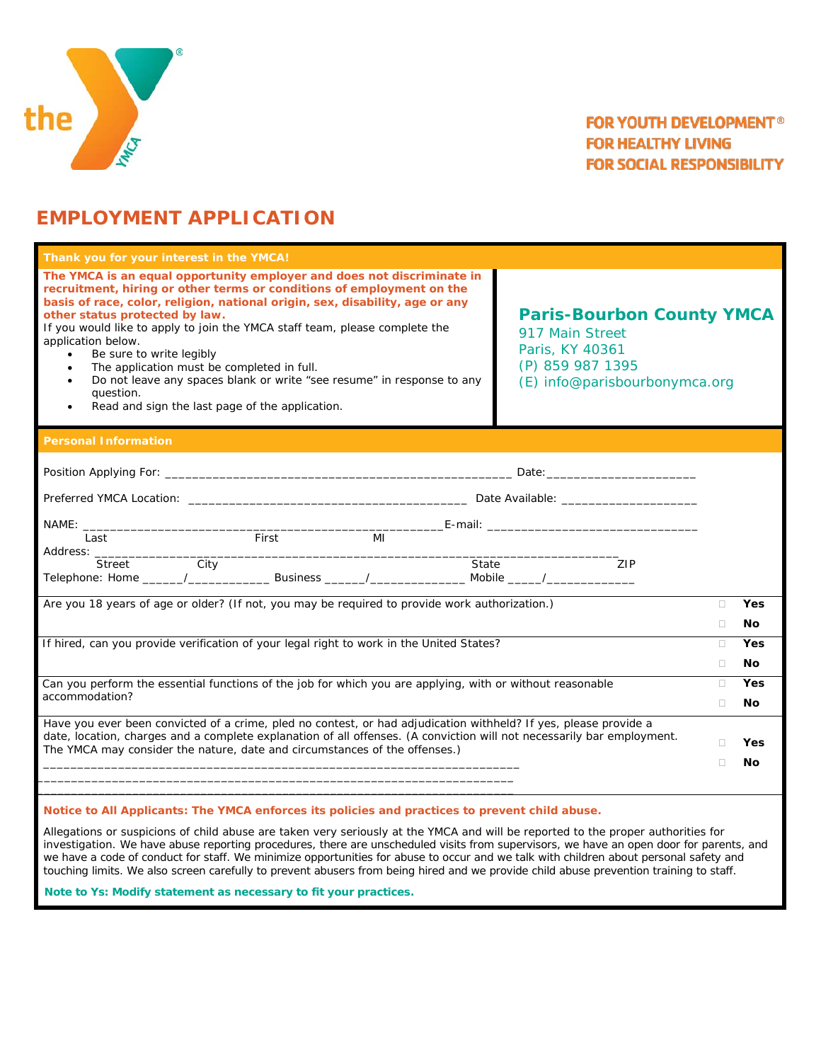FOR YOUTH DEVELOPMENT®
FOR HEALTHY LIVING
FOR SOCIAL RESPONSIBILITY

# EMPLOYMENT APPLICATION

**Thank you for your interest in the YMCA!**

**The YMCA is an equal opportunity employer and does not discriminate in recruitment, hiring or other terms or conditions of employment on the basis of race, color, religion, national origin, sex, disability, age or any other status protected by law.**

If you would like to apply to join the YMCA staff team, please complete the application below.

- Be sure to write legibly
- The application must be completed in full.
- Do not leave any spaces blank or write "see resume" in response to any question.
- Read and sign the last page of the application.

**Paris-Bourbon County YMCA**
917 Main Street
Paris, KY 40361
(P) 859 987 1395
(E) info@parisbourbonymca.org

## Personal Information

Position Applying For: ____________________________________________________ Date:______________________

Preferred YMCA Location: __________________________________________ Date Available: ____________________

NAME: _______________________________________________________E-mail: ________________________________
Last First MI

Address: ________________________________________________________________________________
Street City State ZIP

Telephone: Home ______/____________ Business ______/______________ Mobile _____/_____________

Are you 18 years of age or older? (If not, you may be required to provide work authorization.) ☐ **Yes** ☐ **No**

If hired, can you provide verification of your legal right to work in the United States? ☐ **Yes** ☐ **No**

Can you perform the essential functions of the job for which you are applying, with or without reasonable accommodation? ☐ **Yes** ☐ **No**

Have you ever been convicted of a crime, pled no contest, or had adjudication withheld? If yes, please provide a date, location, charges and a complete explanation of all offenses. (A conviction will not necessarily bar employment. The YMCA may consider the nature, date and circumstances of the offenses.) ☐ **Yes** ☐ **No**

_______________________________________________________________________

_______________________________________________________________________

_______________________________________________________________________

**Notice to All Applicants: The YMCA enforces its policies and practices to prevent child abuse.**

Allegations or suspicions of child abuse are taken very seriously at the YMCA and will be reported to the proper authorities for investigation. We have abuse reporting procedures, there are unscheduled visits from supervisors, we have an open door for parents, and we have a code of conduct for staff. We minimize opportunities for abuse to occur and we talk with children about personal safety and touching limits. We also screen carefully to prevent abusers from being hired and we provide child abuse prevention training to staff.

**Note to Ys: Modify statement as necessary to fit your practices.**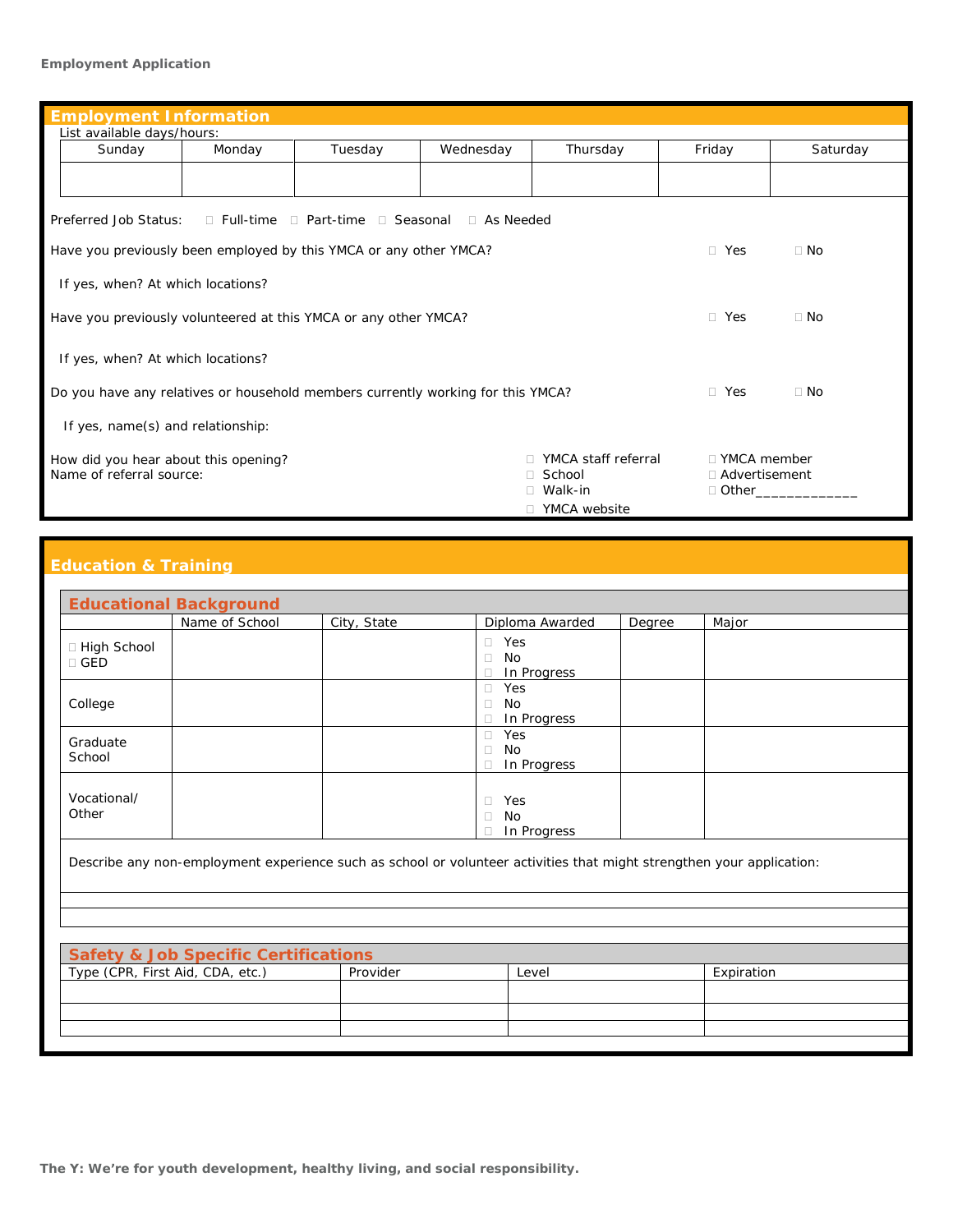## Employment Information

List available days/hours:

| Sunday | Monday | Tuesday | Wednesday | Thursday | Friday | Saturday |
|---|---|---|---|---|---|---|
| | | | | | | |

Preferred Job Status: ☐ Full-time ☐ Part-time ☐ Seasonal ☐ As Needed

Have you previously been employed by this YMCA or any other YMCA? ☐ Yes ☐ No

If yes, when? At which locations?

Have you previously volunteered at this YMCA or any other YMCA? ☐ Yes ☐ No

If yes, when? At which locations?

Do you have any relatives or household members currently working for this YMCA? ☐ Yes ☐ No

If yes, name(s) and relationship:

How did you hear about this opening?
Name of referral source:

☐ YMCA staff referral
☐ School
☐ Walk-in
☐ YMCA website
☐ YMCA member
☐ Advertisement
☐ Other_____________

## Education & Training

### Educational Background

| | Name of School | City, State | Diploma Awarded | Degree | Major |
|---|---|---|---|---|---|
| ☐ High School ☐ GED | | | ☐ Yes ☐ No ☐ In Progress | | |
| College | | | ☐ Yes ☐ No ☐ In Progress | | |
| Graduate School | | | ☐ Yes ☐ No ☐ In Progress | | |
| Vocational/ Other | | | ☐ Yes ☐ No ☐ In Progress | | |

Describe any non-employment experience such as school or volunteer activities that might strengthen your application:

### Safety & Job Specific Certifications

| Type (CPR, First Aid, CDA, etc.) | Provider | Level | Expiration |
|---|---|---|---|
| | | | |
| | | | |
| | | | |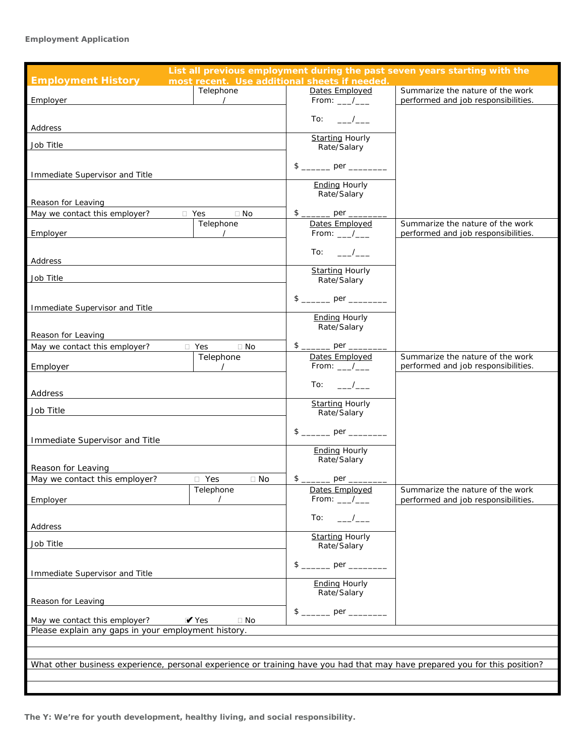**Employment Application**

## Employment History

**List all previous employment during the past seven years starting with the most recent. Use additional sheets if needed.**

| | | | |
|---|---|---|---|
| Employer | Telephone<br>/ | Dates Employed<br>From: ___/___<br><br>To: ___/___ | Summarize the nature of the work performed and job responsibilities. |
| Address | | | |
| Job Title | | Starting Hourly Rate/Salary<br><br>$ ______ per ________ | |
| Immediate Supervisor and Title | | | |
| Reason for Leaving | | Ending Hourly Rate/Salary<br><br>$ ______ per ________ | |
| May we contact this employer? ☐ Yes ☐ No | | | |
| Employer | Telephone<br>/ | Dates Employed<br>From: ___/___<br><br>To: ___/___ | Summarize the nature of the work performed and job responsibilities. |
| Address | | | |
| Job Title | | Starting Hourly Rate/Salary<br><br>$ ______ per ________ | |
| Immediate Supervisor and Title | | | |
| Reason for Leaving | | Ending Hourly Rate/Salary<br><br>$ ______ per ________ | |
| May we contact this employer? ☐ Yes ☐ No | | | |
| Employer | Telephone<br>/ | Dates Employed<br>From: ___/___<br><br>To: ___/___ | Summarize the nature of the work performed and job responsibilities. |
| Address | | | |
| Job Title | | Starting Hourly Rate/Salary<br><br>$ ______ per ________ | |
| Immediate Supervisor and Title | | | |
| Reason for Leaving | | Ending Hourly Rate/Salary<br><br>$ ______ per ________ | |
| May we contact this employer? ☐ Yes ☐ No | | | |
| Employer | Telephone<br>/ | Dates Employed<br>From: ___/___<br><br>To: ___/___ | Summarize the nature of the work performed and job responsibilities. |
| Address | | | |
| Job Title | | Starting Hourly Rate/Salary<br><br>$ ______ per ________ | |
| Immediate Supervisor and Title | | | |
| Reason for Leaving | | Ending Hourly Rate/Salary<br><br>$ ______ per ________ | |
| May we contact this employer? ✔ Yes ☐ No | | | |

Please explain any gaps in your employment history.

What other business experience, personal experience or training have you had that may have prepared you for this position?

**The Y: We're for youth development, healthy living, and social responsibility.**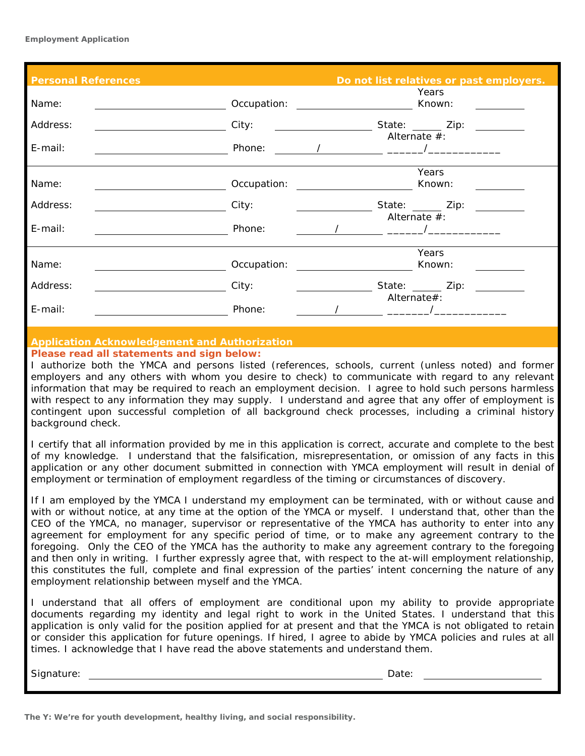## Personal References

**Do not list relatives or past employers.**

| | | | | | |
|---|---|---|---|---|---|
| Name: | | Occupation: | | Years Known: | |
| Address: | | City: | | State: | Zip: |
| E-mail: | | Phone: | / | Alternate #: ______/____________ | |

| | | | | | |
|---|---|---|---|---|---|
| Name: | | Occupation: | | Years Known: | |
| Address: | | City: | | State: | Zip: |
| E-mail: | | Phone: | / | Alternate #: ______/____________ | |

| | | | | | |
|---|---|---|---|---|---|
| Name: | | Occupation: | | Years Known: | |
| Address: | | City: | | State: | Zip: |
| E-mail: | | Phone: | / | Alternate#: _______/____________ | |

## Application Acknowledgement and Authorization

**Please read all statements and sign below:**

I authorize both the YMCA and persons listed (references, schools, current (unless noted) and former employers and any others with whom you desire to check) to communicate with regard to any relevant information that may be required to reach an employment decision. I agree to hold such persons harmless with respect to any information they may supply. I understand and agree that any offer of employment is contingent upon successful completion of all background check processes, including a criminal history background check.

I certify that all information provided by me in this application is correct, accurate and complete to the best of my knowledge. I understand that the falsification, misrepresentation, or omission of any facts in this application or any other document submitted in connection with YMCA employment will result in denial of employment or termination of employment regardless of the timing or circumstances of discovery.

If I am employed by the YMCA I understand my employment can be terminated, with or without cause and with or without notice, at any time at the option of the YMCA or myself. I understand that, other than the CEO of the YMCA, no manager, supervisor or representative of the YMCA has authority to enter into any agreement for employment for any specific period of time, or to make any agreement contrary to the foregoing. Only the CEO of the YMCA has the authority to make any agreement contrary to the foregoing and then only in writing. I further expressly agree that, with respect to the at-will employment relationship, this constitutes the full, complete and final expression of the parties' intent concerning the nature of any employment relationship between myself and the YMCA.

I understand that all offers of employment are conditional upon my ability to provide appropriate documents regarding my identity and legal right to work in the United States. I understand that this application is only valid for the position applied for at present and that the YMCA is not obligated to retain or consider this application for future openings. If hired, I agree to abide by YMCA policies and rules at all times. I acknowledge that I have read the above statements and understand them.

Signature: ______________________________ Date: ______________

**The Y: We're for youth development, healthy living, and social responsibility.**